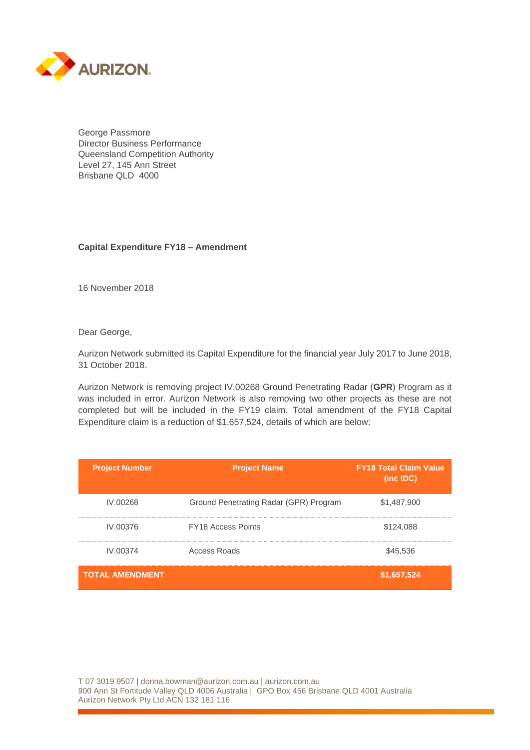George Passmore
Director Business Performance
Queensland Competition Authority
Level 27, 145 Ann Street
Brisbane QLD 4000

**Capital Expenditure FY18 – Amendment**

16 November 2018

Dear George,

Aurizon Network submitted its Capital Expenditure for the financial year July 2017 to June 2018, 31 October 2018.

Aurizon Network is removing project IV.00268 Ground Penetrating Radar (**GPR**) Program as it was included in error. Aurizon Network is also removing two other projects as these are not completed but will be included in the FY19 claim. Total amendment of the FY18 Capital Expenditure claim is a reduction of $1,657,524, details of which are below:

| Project Number | Project Name | FY18 Total Claim Value (inc IDC) |
|---|---|---|
| IV.00268 | Ground Penetrating Radar (GPR) Program | $1,487,900 |
| IV.00376 | FY18 Access Points | $124,088 |
| IV.00374 | Access Roads | $45,536 |
| **TOTAL AMENDMENT** | | **$1,657,524** |

T 07 3019 9507 | donna.bowman@aurizon.com.au | aurizon.com.au
900 Ann St Fortitude Valley QLD 4006 Australia | GPO Box 456 Brisbane QLD 4001 Australia
Aurizon Network Pty Ltd ACN 132 181 116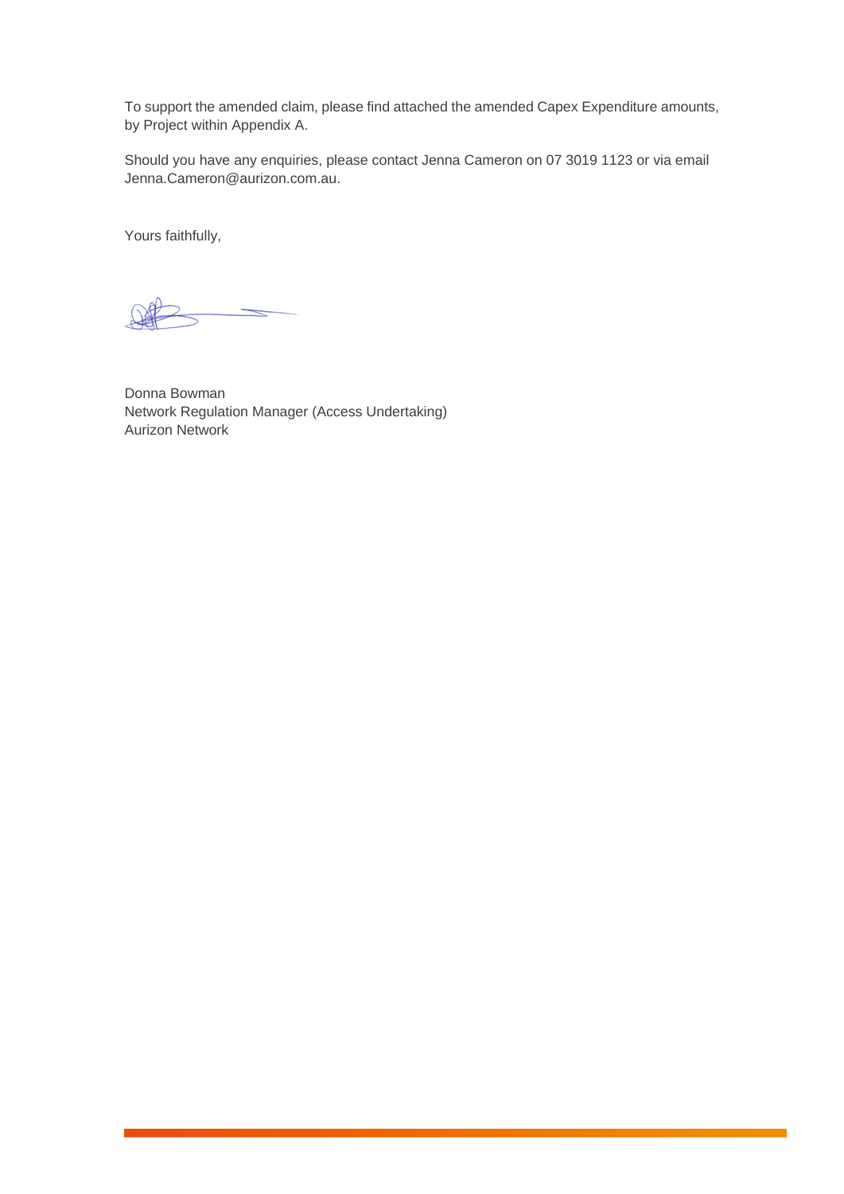To support the amended claim, please find attached the amended Capex Expenditure amounts, by Project within Appendix A.

Should you have any enquiries, please contact Jenna Cameron on 07 3019 1123 or via email Jenna.Cameron@aurizon.com.au.

Yours faithfully,

Donna Bowman
Network Regulation Manager (Access Undertaking)
Aurizon Network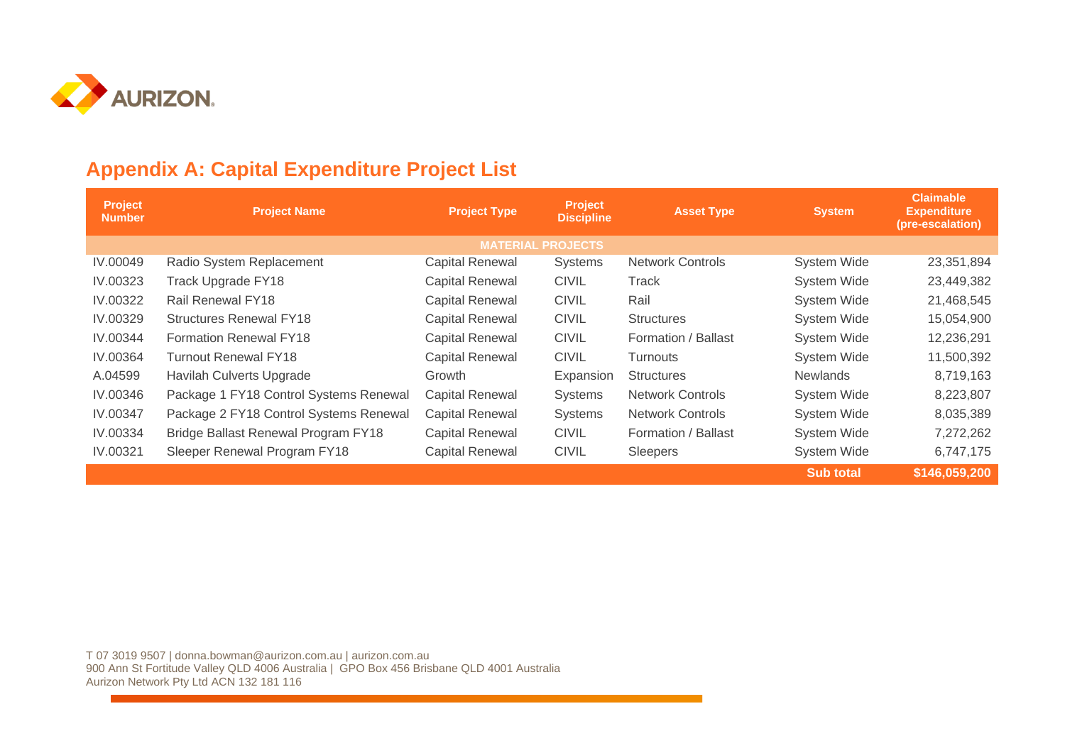## Appendix A: Capital Expenditure Project List

| Project Number | Project Name | Project Type | Project Discipline | Asset Type | System | Claimable Expenditure (pre-escalation) |
|---|---|---|---|---|---|---|
| | | | **MATERIAL PROJECTS** | | | |
| IV.00049 | Radio System Replacement | Capital Renewal | Systems | Network Controls | System Wide | 23,351,894 |
| IV.00323 | Track Upgrade FY18 | Capital Renewal | CIVIL | Track | System Wide | 23,449,382 |
| IV.00322 | Rail Renewal FY18 | Capital Renewal | CIVIL | Rail | System Wide | 21,468,545 |
| IV.00329 | Structures Renewal FY18 | Capital Renewal | CIVIL | Structures | System Wide | 15,054,900 |
| IV.00344 | Formation Renewal FY18 | Capital Renewal | CIVIL | Formation / Ballast | System Wide | 12,236,291 |
| IV.00364 | Turnout Renewal FY18 | Capital Renewal | CIVIL | Turnouts | System Wide | 11,500,392 |
| A.04599 | Havilah Culverts Upgrade | Growth | Expansion | Structures | Newlands | 8,719,163 |
| IV.00346 | Package 1 FY18 Control Systems Renewal | Capital Renewal | Systems | Network Controls | System Wide | 8,223,807 |
| IV.00347 | Package 2 FY18 Control Systems Renewal | Capital Renewal | Systems | Network Controls | System Wide | 8,035,389 |
| IV.00334 | Bridge Ballast Renewal Program FY18 | Capital Renewal | CIVIL | Formation / Ballast | System Wide | 7,272,262 |
| IV.00321 | Sleeper Renewal Program FY18 | Capital Renewal | CIVIL | Sleepers | System Wide | 6,747,175 |
| | | | | | **Sub total** | **$146,059,200** |

T 07 3019 9507 | donna.bowman@aurizon.com.au | aurizon.com.au
900 Ann St Fortitude Valley QLD 4006 Australia | GPO Box 456 Brisbane QLD 4001 Australia
Aurizon Network Pty Ltd ACN 132 181 116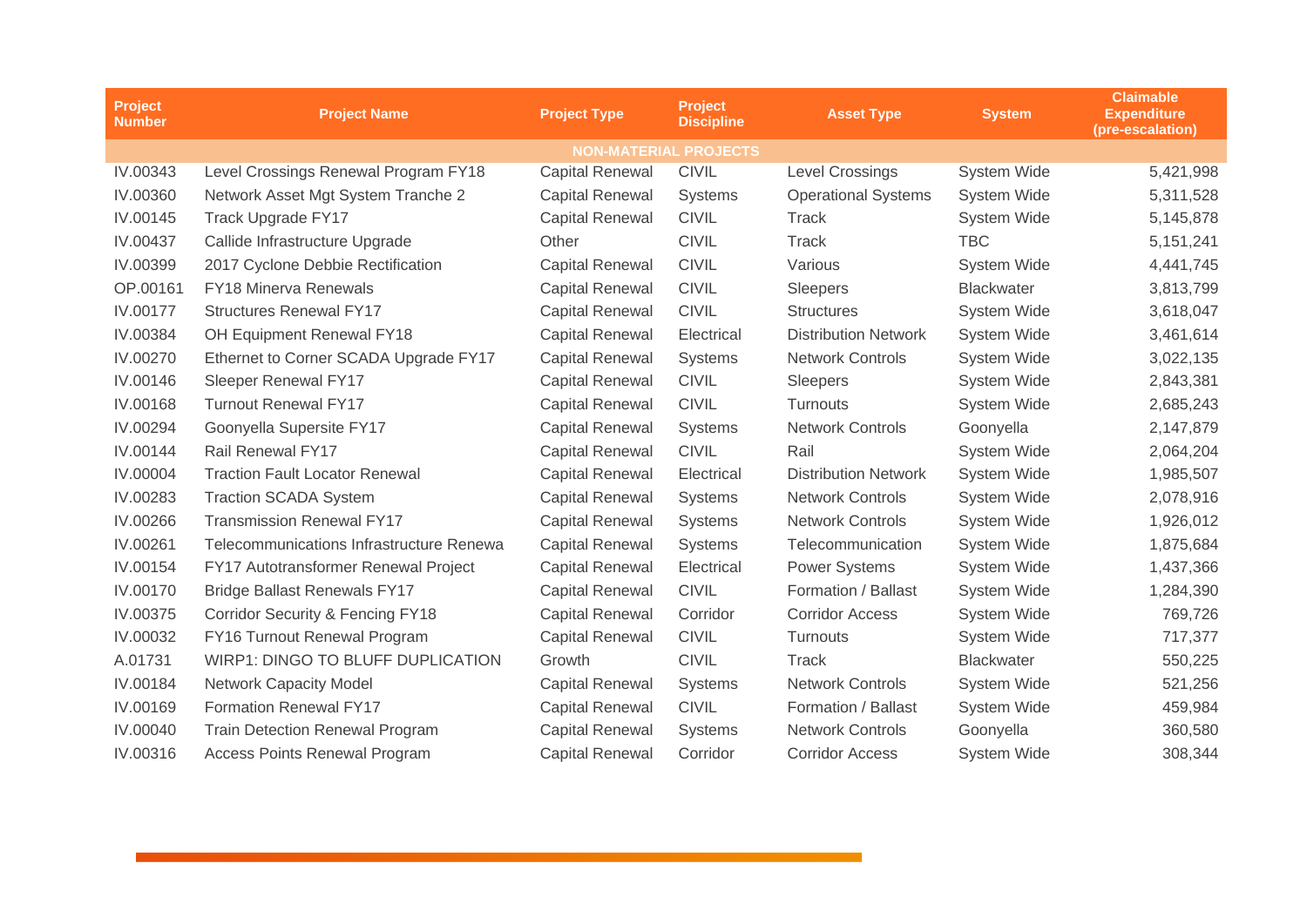| Project Number | Project Name | Project Type | Project Discipline | Asset Type | System | Claimable Expenditure (pre-escalation) |
|---|---|---|---|---|---|---|
| **NON-MATERIAL PROJECTS** | | | | | | |
| IV.00343 | Level Crossings Renewal Program FY18 | Capital Renewal | CIVIL | Level Crossings | System Wide | 5,421,998 |
| IV.00360 | Network Asset Mgt System Tranche 2 | Capital Renewal | Systems | Operational Systems | System Wide | 5,311,528 |
| IV.00145 | Track Upgrade FY17 | Capital Renewal | CIVIL | Track | System Wide | 5,145,878 |
| IV.00437 | Callide Infrastructure Upgrade | Other | CIVIL | Track | TBC | 5,151,241 |
| IV.00399 | 2017 Cyclone Debbie Rectification | Capital Renewal | CIVIL | Various | System Wide | 4,441,745 |
| OP.00161 | FY18 Minerva Renewals | Capital Renewal | CIVIL | Sleepers | Blackwater | 3,813,799 |
| IV.00177 | Structures Renewal FY17 | Capital Renewal | CIVIL | Structures | System Wide | 3,618,047 |
| IV.00384 | OH Equipment Renewal FY18 | Capital Renewal | Electrical | Distribution Network | System Wide | 3,461,614 |
| IV.00270 | Ethernet to Corner SCADA Upgrade FY17 | Capital Renewal | Systems | Network Controls | System Wide | 3,022,135 |
| IV.00146 | Sleeper Renewal FY17 | Capital Renewal | CIVIL | Sleepers | System Wide | 2,843,381 |
| IV.00168 | Turnout Renewal FY17 | Capital Renewal | CIVIL | Turnouts | System Wide | 2,685,243 |
| IV.00294 | Goonyella Supersite FY17 | Capital Renewal | Systems | Network Controls | Goonyella | 2,147,879 |
| IV.00144 | Rail Renewal FY17 | Capital Renewal | CIVIL | Rail | System Wide | 2,064,204 |
| IV.00004 | Traction Fault Locator Renewal | Capital Renewal | Electrical | Distribution Network | System Wide | 1,985,507 |
| IV.00283 | Traction SCADA System | Capital Renewal | Systems | Network Controls | System Wide | 2,078,916 |
| IV.00266 | Transmission Renewal FY17 | Capital Renewal | Systems | Network Controls | System Wide | 1,926,012 |
| IV.00261 | Telecommunications Infrastructure Renewa | Capital Renewal | Systems | Telecommunication | System Wide | 1,875,684 |
| IV.00154 | FY17 Autotransformer Renewal Project | Capital Renewal | Electrical | Power Systems | System Wide | 1,437,366 |
| IV.00170 | Bridge Ballast Renewals FY17 | Capital Renewal | CIVIL | Formation / Ballast | System Wide | 1,284,390 |
| IV.00375 | Corridor Security & Fencing FY18 | Capital Renewal | Corridor | Corridor Access | System Wide | 769,726 |
| IV.00032 | FY16 Turnout Renewal Program | Capital Renewal | CIVIL | Turnouts | System Wide | 717,377 |
| A.01731 | WIRP1: DINGO TO BLUFF DUPLICATION | Growth | CIVIL | Track | Blackwater | 550,225 |
| IV.00184 | Network Capacity Model | Capital Renewal | Systems | Network Controls | System Wide | 521,256 |
| IV.00169 | Formation Renewal FY17 | Capital Renewal | CIVIL | Formation / Ballast | System Wide | 459,984 |
| IV.00040 | Train Detection Renewal Program | Capital Renewal | Systems | Network Controls | Goonyella | 360,580 |
| IV.00316 | Access Points Renewal Program | Capital Renewal | Corridor | Corridor Access | System Wide | 308,344 |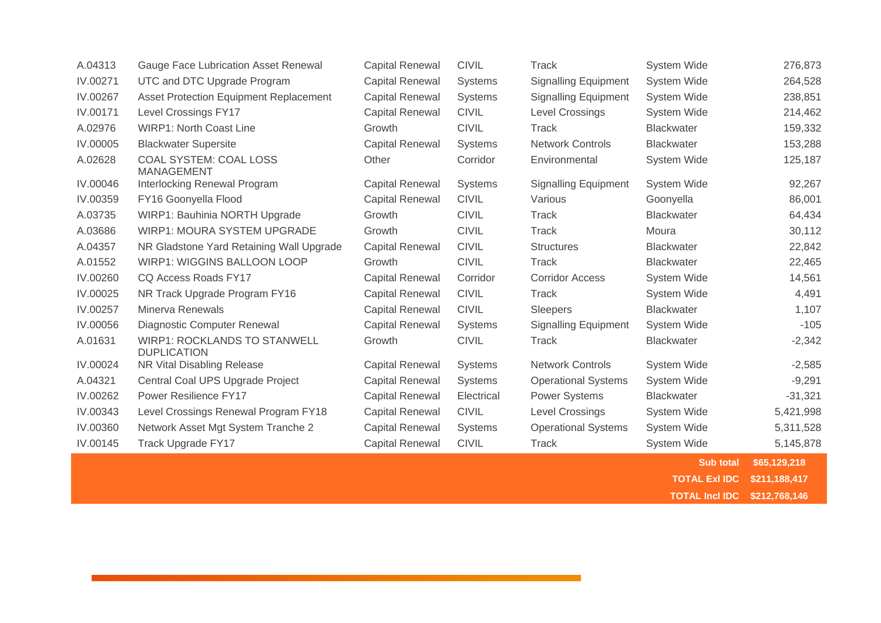| | | | | | | |
|---|---|---|---|---|---|---|
| A.04313 | Gauge Face Lubrication Asset Renewal | Capital Renewal | CIVIL | Track | System Wide | 276,873 |
| IV.00271 | UTC and DTC Upgrade Program | Capital Renewal | Systems | Signalling Equipment | System Wide | 264,528 |
| IV.00267 | Asset Protection Equipment Replacement | Capital Renewal | Systems | Signalling Equipment | System Wide | 238,851 |
| IV.00171 | Level Crossings FY17 | Capital Renewal | CIVIL | Level Crossings | System Wide | 214,462 |
| A.02976 | WIRP1: North Coast Line | Growth | CIVIL | Track | Blackwater | 159,332 |
| IV.00005 | Blackwater Supersite | Capital Renewal | Systems | Network Controls | Blackwater | 153,288 |
| A.02628 | COAL SYSTEM: COAL LOSS MANAGEMENT | Other | Corridor | Environmental | System Wide | 125,187 |
| IV.00046 | Interlocking Renewal Program | Capital Renewal | Systems | Signalling Equipment | System Wide | 92,267 |
| IV.00359 | FY16 Goonyella Flood | Capital Renewal | CIVIL | Various | Goonyella | 86,001 |
| A.03735 | WIRP1: Bauhinia NORTH Upgrade | Growth | CIVIL | Track | Blackwater | 64,434 |
| A.03686 | WIRP1: MOURA SYSTEM UPGRADE | Growth | CIVIL | Track | Moura | 30,112 |
| A.04357 | NR Gladstone Yard Retaining Wall Upgrade | Capital Renewal | CIVIL | Structures | Blackwater | 22,842 |
| A.01552 | WIRP1: WIGGINS BALLOON LOOP | Growth | CIVIL | Track | Blackwater | 22,465 |
| IV.00260 | CQ Access Roads FY17 | Capital Renewal | Corridor | Corridor Access | System Wide | 14,561 |
| IV.00025 | NR Track Upgrade Program FY16 | Capital Renewal | CIVIL | Track | System Wide | 4,491 |
| IV.00257 | Minerva Renewals | Capital Renewal | CIVIL | Sleepers | Blackwater | 1,107 |
| IV.00056 | Diagnostic Computer Renewal | Capital Renewal | Systems | Signalling Equipment | System Wide | -105 |
| A.01631 | WIRP1: ROCKLANDS TO STANWELL DUPLICATION | Growth | CIVIL | Track | Blackwater | -2,342 |
| IV.00024 | NR Vital Disabling Release | Capital Renewal | Systems | Network Controls | System Wide | -2,585 |
| A.04321 | Central Coal UPS Upgrade Project | Capital Renewal | Systems | Operational Systems | System Wide | -9,291 |
| IV.00262 | Power Resilience FY17 | Capital Renewal | Electrical | Power Systems | Blackwater | -31,321 |
| IV.00343 | Level Crossings Renewal Program FY18 | Capital Renewal | CIVIL | Level Crossings | System Wide | 5,421,998 |
| IV.00360 | Network Asset Mgt System Tranche 2 | Capital Renewal | Systems | Operational Systems | System Wide | 5,311,528 |
| IV.00145 | Track Upgrade FY17 | Capital Renewal | CIVIL | Track | System Wide | 5,145,878 |
| | | | | | **Sub total** | **$65,129,218** |
| | | | | | **TOTAL Exl IDC** | **$211,188,417** |
| | | | | | **TOTAL Incl IDC** | **$212,768,146** |